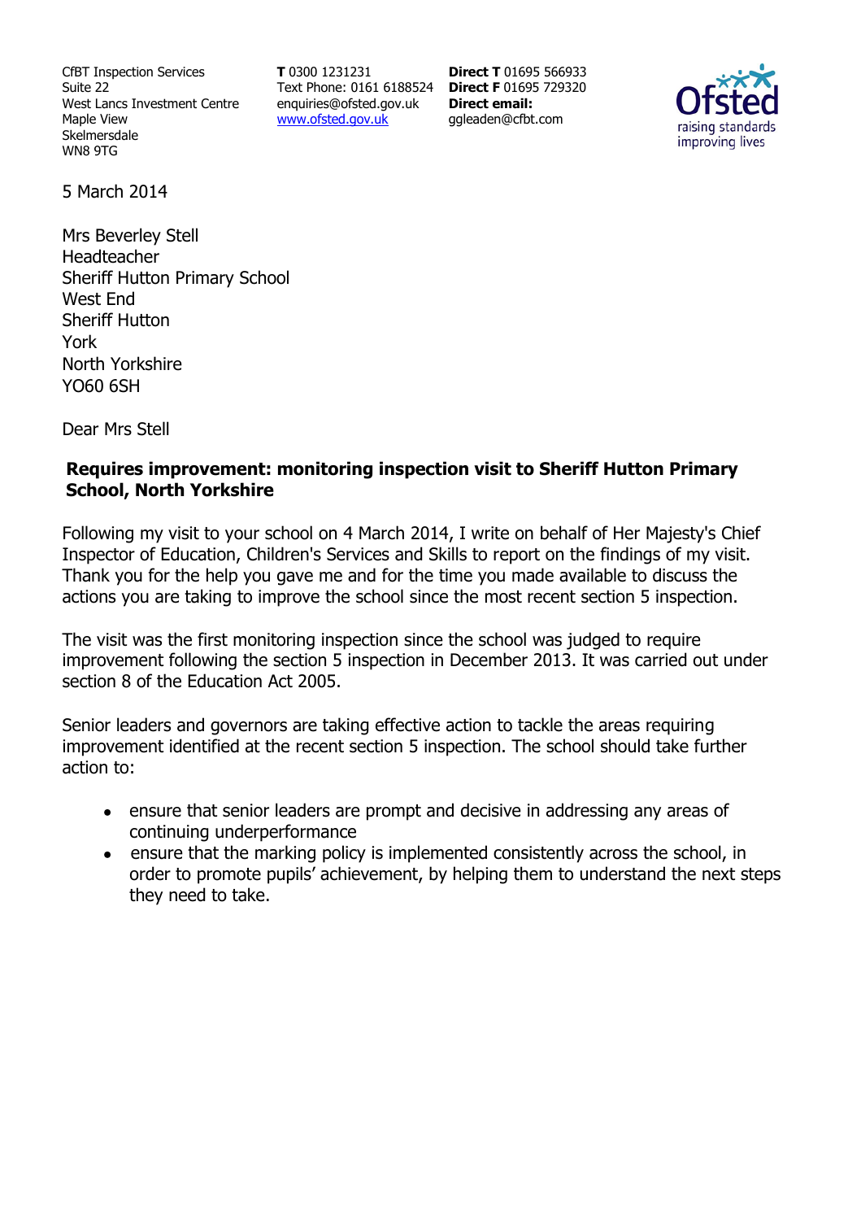CfBT Inspection Services
Suite 22
West Lancs Investment Centre
Maple View
Skelmersdale
WN8 9TG

**T** 0300 1231231
Text Phone: 0161 6188524
enquiries@ofsted.gov.uk
www.ofsted.gov.uk

**Direct T** 01695 566933
**Direct F** 01695 729320
**Direct email:**
ggleaden@cfbt.com

5 March 2014

Mrs Beverley Stell
Headteacher
Sheriff Hutton Primary School
West End
Sheriff Hutton
York
North Yorkshire
YO60 6SH

Dear Mrs Stell

**Requires improvement: monitoring inspection visit to Sheriff Hutton Primary School, North Yorkshire**

Following my visit to your school on 4 March 2014, I write on behalf of Her Majesty's Chief Inspector of Education, Children's Services and Skills to report on the findings of my visit. Thank you for the help you gave me and for the time you made available to discuss the actions you are taking to improve the school since the most recent section 5 inspection.

The visit was the first monitoring inspection since the school was judged to require improvement following the section 5 inspection in December 2013. It was carried out under section 8 of the Education Act 2005.

Senior leaders and governors are taking effective action to tackle the areas requiring improvement identified at the recent section 5 inspection. The school should take further action to:

- ensure that senior leaders are prompt and decisive in addressing any areas of continuing underperformance
- ensure that the marking policy is implemented consistently across the school, in order to promote pupils' achievement, by helping them to understand the next steps they need to take.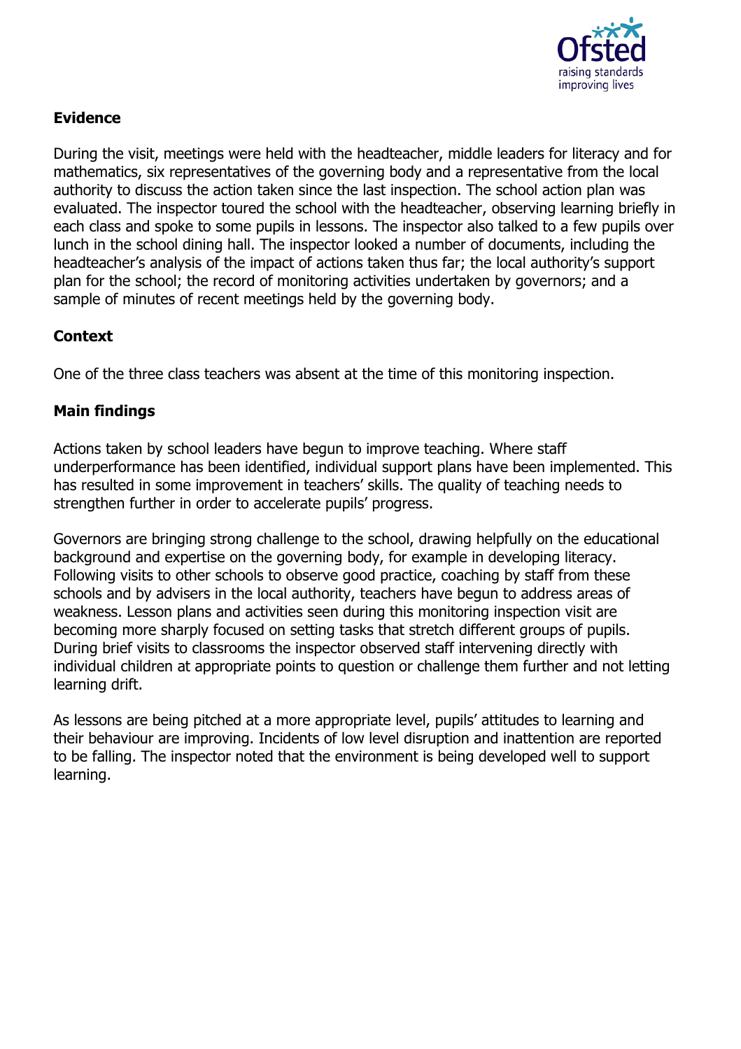## Evidence

During the visit, meetings were held with the headteacher, middle leaders for literacy and for mathematics, six representatives of the governing body and a representative from the local authority to discuss the action taken since the last inspection. The school action plan was evaluated. The inspector toured the school with the headteacher, observing learning briefly in each class and spoke to some pupils in lessons. The inspector also talked to a few pupils over lunch in the school dining hall. The inspector looked a number of documents, including the headteacher's analysis of the impact of actions taken thus far; the local authority's support plan for the school; the record of monitoring activities undertaken by governors; and a sample of minutes of recent meetings held by the governing body.

## Context

One of the three class teachers was absent at the time of this monitoring inspection.

## Main findings

Actions taken by school leaders have begun to improve teaching. Where staff underperformance has been identified, individual support plans have been implemented. This has resulted in some improvement in teachers' skills. The quality of teaching needs to strengthen further in order to accelerate pupils' progress.

Governors are bringing strong challenge to the school, drawing helpfully on the educational background and expertise on the governing body, for example in developing literacy. Following visits to other schools to observe good practice, coaching by staff from these schools and by advisers in the local authority, teachers have begun to address areas of weakness. Lesson plans and activities seen during this monitoring inspection visit are becoming more sharply focused on setting tasks that stretch different groups of pupils. During brief visits to classrooms the inspector observed staff intervening directly with individual children at appropriate points to question or challenge them further and not letting learning drift.

As lessons are being pitched at a more appropriate level, pupils' attitudes to learning and their behaviour are improving. Incidents of low level disruption and inattention are reported to be falling. The inspector noted that the environment is being developed well to support learning.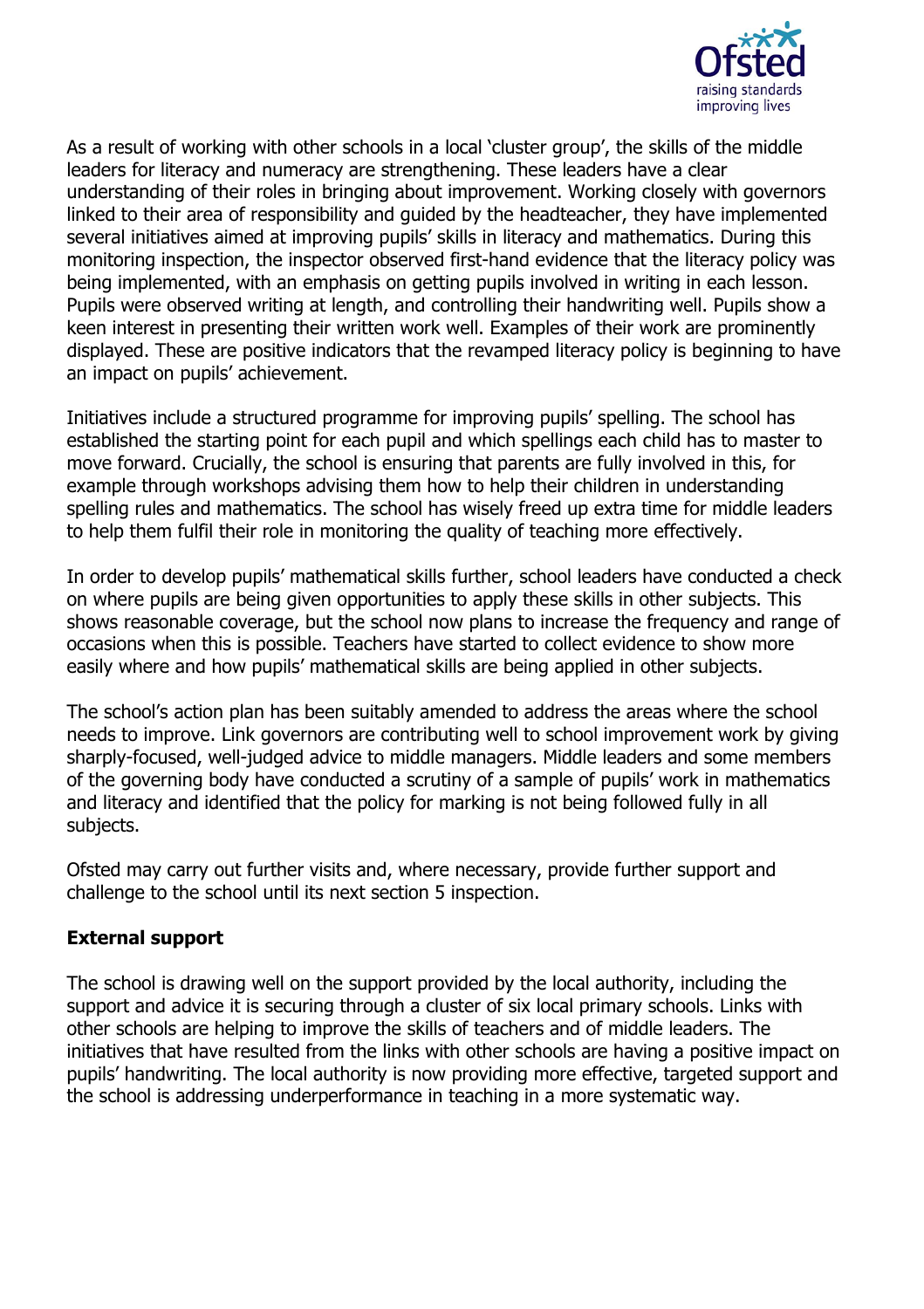As a result of working with other schools in a local 'cluster group', the skills of the middle leaders for literacy and numeracy are strengthening. These leaders have a clear understanding of their roles in bringing about improvement. Working closely with governors linked to their area of responsibility and guided by the headteacher, they have implemented several initiatives aimed at improving pupils' skills in literacy and mathematics. During this monitoring inspection, the inspector observed first-hand evidence that the literacy policy was being implemented, with an emphasis on getting pupils involved in writing in each lesson. Pupils were observed writing at length, and controlling their handwriting well. Pupils show a keen interest in presenting their written work well. Examples of their work are prominently displayed. These are positive indicators that the revamped literacy policy is beginning to have an impact on pupils' achievement.

Initiatives include a structured programme for improving pupils' spelling. The school has established the starting point for each pupil and which spellings each child has to master to move forward. Crucially, the school is ensuring that parents are fully involved in this, for example through workshops advising them how to help their children in understanding spelling rules and mathematics. The school has wisely freed up extra time for middle leaders to help them fulfil their role in monitoring the quality of teaching more effectively.

In order to develop pupils' mathematical skills further, school leaders have conducted a check on where pupils are being given opportunities to apply these skills in other subjects. This shows reasonable coverage, but the school now plans to increase the frequency and range of occasions when this is possible. Teachers have started to collect evidence to show more easily where and how pupils' mathematical skills are being applied in other subjects.

The school's action plan has been suitably amended to address the areas where the school needs to improve. Link governors are contributing well to school improvement work by giving sharply-focused, well-judged advice to middle managers. Middle leaders and some members of the governing body have conducted a scrutiny of a sample of pupils' work in mathematics and literacy and identified that the policy for marking is not being followed fully in all subjects.

Ofsted may carry out further visits and, where necessary, provide further support and challenge to the school until its next section 5 inspection.

## External support

The school is drawing well on the support provided by the local authority, including the support and advice it is securing through a cluster of six local primary schools. Links with other schools are helping to improve the skills of teachers and of middle leaders. The initiatives that have resulted from the links with other schools are having a positive impact on pupils' handwriting. The local authority is now providing more effective, targeted support and the school is addressing underperformance in teaching in a more systematic way.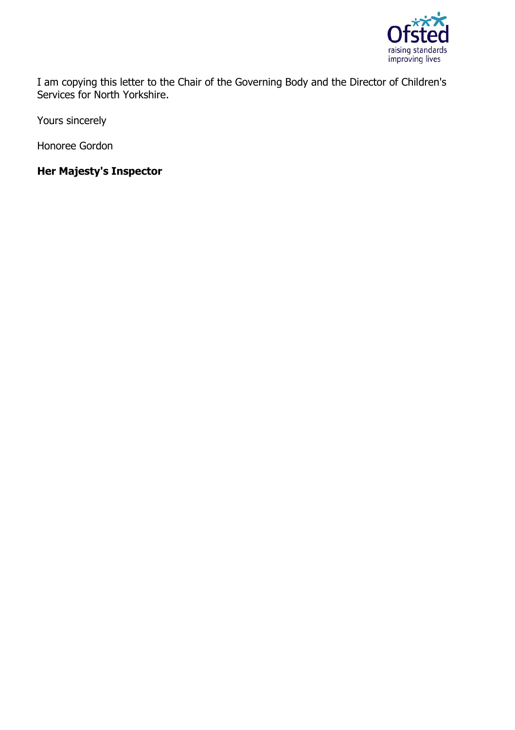I am copying this letter to the Chair of the Governing Body and the Director of Children's Services for North Yorkshire.

Yours sincerely

Honoree Gordon

**Her Majesty's Inspector**